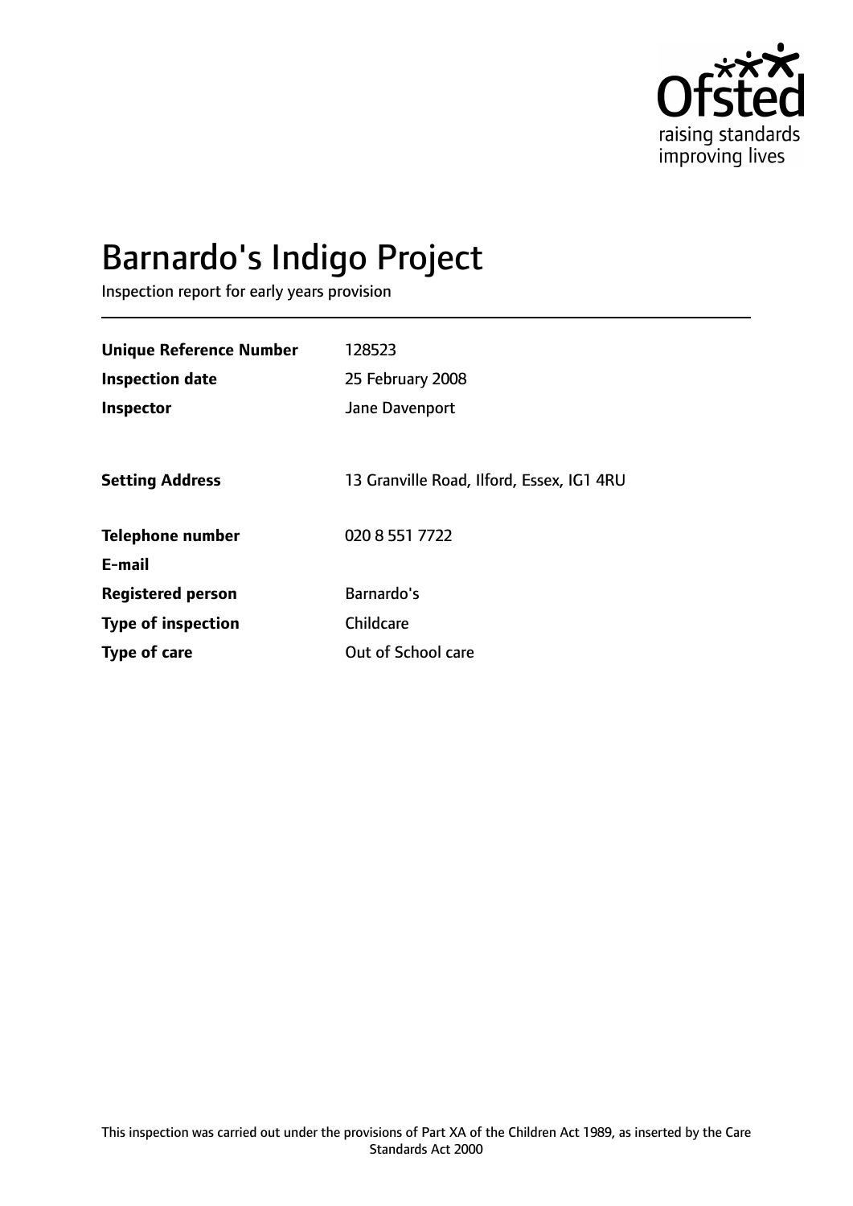Ofsted
raising standards
improving lives

# Barnardo's Indigo Project

Inspection report for early years provision

| | |
|---|---|
| **Unique Reference Number** | 128523 |
| **Inspection date** | 25 February 2008 |
| **Inspector** | Jane Davenport |
| **Setting Address** | 13 Granville Road, Ilford, Essex, IG1 4RU |
| **Telephone number** | 020 8 551 7722 |
| **E-mail** | |
| **Registered person** | Barnardo's |
| **Type of inspection** | Childcare |
| **Type of care** | Out of School care |

This inspection was carried out under the provisions of Part XA of the Children Act 1989, as inserted by the Care Standards Act 2000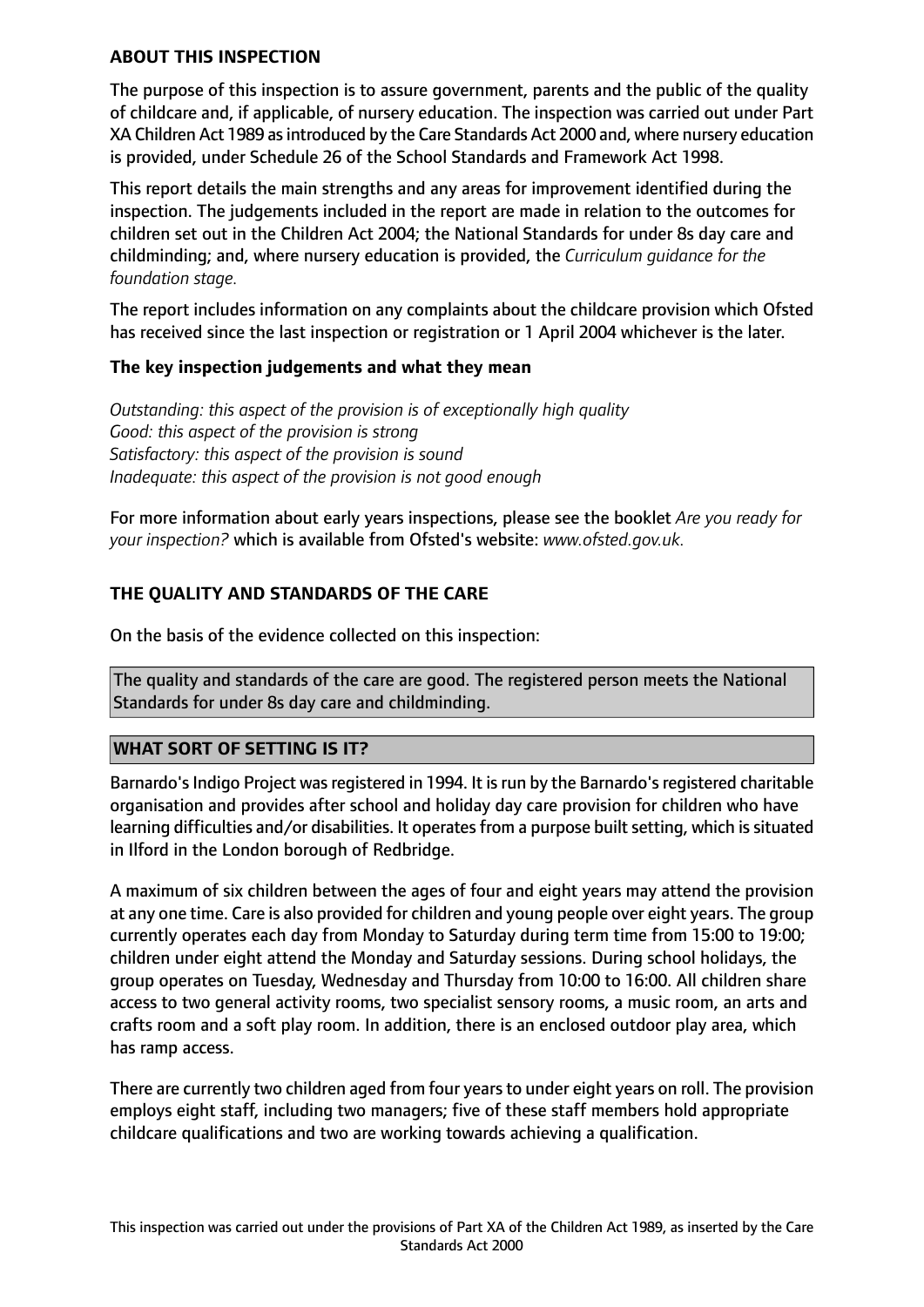## ABOUT THIS INSPECTION

The purpose of this inspection is to assure government, parents and the public of the quality of childcare and, if applicable, of nursery education. The inspection was carried out under Part XA Children Act 1989 as introduced by the Care Standards Act 2000 and, where nursery education is provided, under Schedule 26 of the School Standards and Framework Act 1998.

This report details the main strengths and any areas for improvement identified during the inspection. The judgements included in the report are made in relation to the outcomes for children set out in the Children Act 2004; the National Standards for under 8s day care and childminding; and, where nursery education is provided, the *Curriculum guidance for the foundation stage.*

The report includes information on any complaints about the childcare provision which Ofsted has received since the last inspection or registration or 1 April 2004 whichever is the later.

### The key inspection judgements and what they mean

*Outstanding: this aspect of the provision is of exceptionally high quality*
*Good: this aspect of the provision is strong*
*Satisfactory: this aspect of the provision is sound*
*Inadequate: this aspect of the provision is not good enough*

For more information about early years inspections, please see the booklet *Are you ready for your inspection?* which is available from Ofsted's website: *www.ofsted.gov.uk.*

## THE QUALITY AND STANDARDS OF THE CARE

On the basis of the evidence collected on this inspection:

The quality and standards of the care are good. The registered person meets the National Standards for under 8s day care and childminding.

## WHAT SORT OF SETTING IS IT?

Barnardo's Indigo Project was registered in 1994. It is run by the Barnardo's registered charitable organisation and provides after school and holiday day care provision for children who have learning difficulties and/or disabilities. It operates from a purpose built setting, which is situated in Ilford in the London borough of Redbridge.

A maximum of six children between the ages of four and eight years may attend the provision at any one time. Care is also provided for children and young people over eight years. The group currently operates each day from Monday to Saturday during term time from 15:00 to 19:00; children under eight attend the Monday and Saturday sessions. During school holidays, the group operates on Tuesday, Wednesday and Thursday from 10:00 to 16:00. All children share access to two general activity rooms, two specialist sensory rooms, a music room, an arts and crafts room and a soft play room. In addition, there is an enclosed outdoor play area, which has ramp access.

There are currently two children aged from four years to under eight years on roll. The provision employs eight staff, including two managers; five of these staff members hold appropriate childcare qualifications and two are working towards achieving a qualification.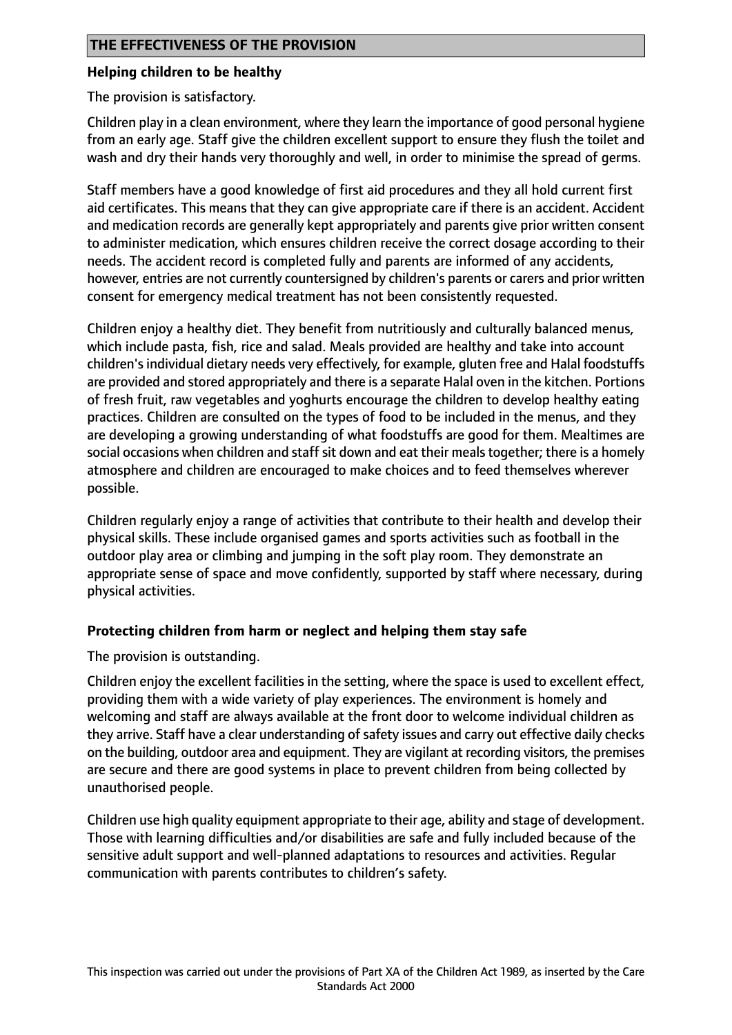## THE EFFECTIVENESS OF THE PROVISION

### Helping children to be healthy

The provision is satisfactory.

Children play in a clean environment, where they learn the importance of good personal hygiene from an early age. Staff give the children excellent support to ensure they flush the toilet and wash and dry their hands very thoroughly and well, in order to minimise the spread of germs.

Staff members have a good knowledge of first aid procedures and they all hold current first aid certificates. This means that they can give appropriate care if there is an accident. Accident and medication records are generally kept appropriately and parents give prior written consent to administer medication, which ensures children receive the correct dosage according to their needs. The accident record is completed fully and parents are informed of any accidents, however, entries are not currently countersigned by children's parents or carers and prior written consent for emergency medical treatment has not been consistently requested.

Children enjoy a healthy diet. They benefit from nutritiously and culturally balanced menus, which include pasta, fish, rice and salad. Meals provided are healthy and take into account children's individual dietary needs very effectively, for example, gluten free and Halal foodstuffs are provided and stored appropriately and there is a separate Halal oven in the kitchen. Portions of fresh fruit, raw vegetables and yoghurts encourage the children to develop healthy eating practices. Children are consulted on the types of food to be included in the menus, and they are developing a growing understanding of what foodstuffs are good for them. Mealtimes are social occasions when children and staff sit down and eat their meals together; there is a homely atmosphere and children are encouraged to make choices and to feed themselves wherever possible.

Children regularly enjoy a range of activities that contribute to their health and develop their physical skills. These include organised games and sports activities such as football in the outdoor play area or climbing and jumping in the soft play room. They demonstrate an appropriate sense of space and move confidently, supported by staff where necessary, during physical activities.

### Protecting children from harm or neglect and helping them stay safe

The provision is outstanding.

Children enjoy the excellent facilities in the setting, where the space is used to excellent effect, providing them with a wide variety of play experiences. The environment is homely and welcoming and staff are always available at the front door to welcome individual children as they arrive. Staff have a clear understanding of safety issues and carry out effective daily checks on the building, outdoor area and equipment. They are vigilant at recording visitors, the premises are secure and there are good systems in place to prevent children from being collected by unauthorised people.

Children use high quality equipment appropriate to their age, ability and stage of development. Those with learning difficulties and/or disabilities are safe and fully included because of the sensitive adult support and well-planned adaptations to resources and activities. Regular communication with parents contributes to children's safety.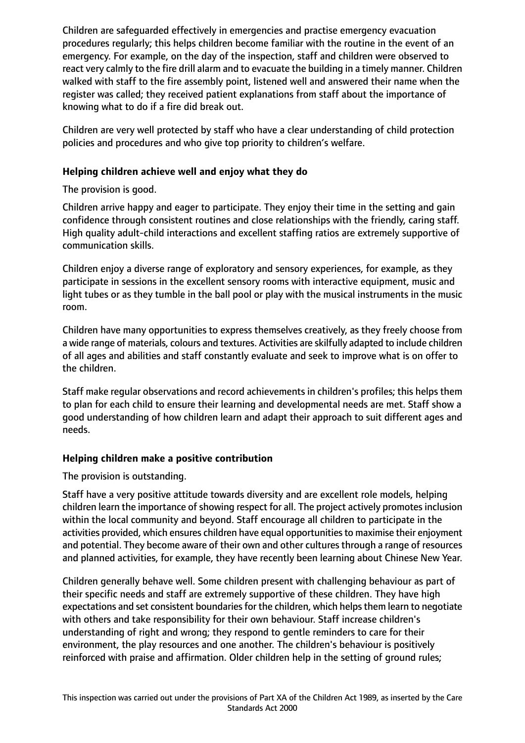Children are safeguarded effectively in emergencies and practise emergency evacuation procedures regularly; this helps children become familiar with the routine in the event of an emergency. For example, on the day of the inspection, staff and children were observed to react very calmly to the fire drill alarm and to evacuate the building in a timely manner. Children walked with staff to the fire assembly point, listened well and answered their name when the register was called; they received patient explanations from staff about the importance of knowing what to do if a fire did break out.

Children are very well protected by staff who have a clear understanding of child protection policies and procedures and who give top priority to children's welfare.

**Helping children achieve well and enjoy what they do**

The provision is good.

Children arrive happy and eager to participate. They enjoy their time in the setting and gain confidence through consistent routines and close relationships with the friendly, caring staff. High quality adult-child interactions and excellent staffing ratios are extremely supportive of communication skills.

Children enjoy a diverse range of exploratory and sensory experiences, for example, as they participate in sessions in the excellent sensory rooms with interactive equipment, music and light tubes or as they tumble in the ball pool or play with the musical instruments in the music room.

Children have many opportunities to express themselves creatively, as they freely choose from a wide range of materials, colours and textures. Activities are skilfully adapted to include children of all ages and abilities and staff constantly evaluate and seek to improve what is on offer to the children.

Staff make regular observations and record achievements in children's profiles; this helps them to plan for each child to ensure their learning and developmental needs are met. Staff show a good understanding of how children learn and adapt their approach to suit different ages and needs.

**Helping children make a positive contribution**

The provision is outstanding.

Staff have a very positive attitude towards diversity and are excellent role models, helping children learn the importance of showing respect for all. The project actively promotes inclusion within the local community and beyond. Staff encourage all children to participate in the activities provided, which ensures children have equal opportunities to maximise their enjoyment and potential. They become aware of their own and other cultures through a range of resources and planned activities, for example, they have recently been learning about Chinese New Year.

Children generally behave well. Some children present with challenging behaviour as part of their specific needs and staff are extremely supportive of these children. They have high expectations and set consistent boundaries for the children, which helps them learn to negotiate with others and take responsibility for their own behaviour. Staff increase children's understanding of right and wrong; they respond to gentle reminders to care for their environment, the play resources and one another. The children's behaviour is positively reinforced with praise and affirmation. Older children help in the setting of ground rules;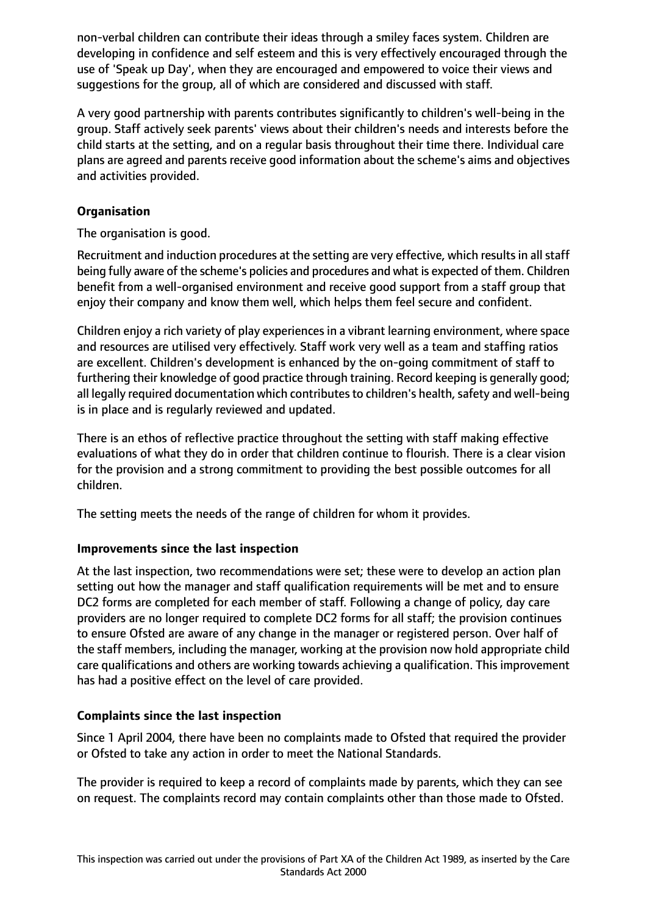non-verbal children can contribute their ideas through a smiley faces system. Children are developing in confidence and self esteem and this is very effectively encouraged through the use of 'Speak up Day', when they are encouraged and empowered to voice their views and suggestions for the group, all of which are considered and discussed with staff.

A very good partnership with parents contributes significantly to children's well-being in the group. Staff actively seek parents' views about their children's needs and interests before the child starts at the setting, and on a regular basis throughout their time there. Individual care plans are agreed and parents receive good information about the scheme's aims and objectives and activities provided.

**Organisation**

The organisation is good.

Recruitment and induction procedures at the setting are very effective, which results in all staff being fully aware of the scheme's policies and procedures and what is expected of them. Children benefit from a well-organised environment and receive good support from a staff group that enjoy their company and know them well, which helps them feel secure and confident.

Children enjoy a rich variety of play experiences in a vibrant learning environment, where space and resources are utilised very effectively. Staff work very well as a team and staffing ratios are excellent. Children's development is enhanced by the on-going commitment of staff to furthering their knowledge of good practice through training. Record keeping is generally good; all legally required documentation which contributes to children's health, safety and well-being is in place and is regularly reviewed and updated.

There is an ethos of reflective practice throughout the setting with staff making effective evaluations of what they do in order that children continue to flourish. There is a clear vision for the provision and a strong commitment to providing the best possible outcomes for all children.

The setting meets the needs of the range of children for whom it provides.

**Improvements since the last inspection**

At the last inspection, two recommendations were set; these were to develop an action plan setting out how the manager and staff qualification requirements will be met and to ensure DC2 forms are completed for each member of staff. Following a change of policy, day care providers are no longer required to complete DC2 forms for all staff; the provision continues to ensure Ofsted are aware of any change in the manager or registered person. Over half of the staff members, including the manager, working at the provision now hold appropriate child care qualifications and others are working towards achieving a qualification. This improvement has had a positive effect on the level of care provided.

**Complaints since the last inspection**

Since 1 April 2004, there have been no complaints made to Ofsted that required the provider or Ofsted to take any action in order to meet the National Standards.

The provider is required to keep a record of complaints made by parents, which they can see on request. The complaints record may contain complaints other than those made to Ofsted.

This inspection was carried out under the provisions of Part XA of the Children Act 1989, as inserted by the Care Standards Act 2000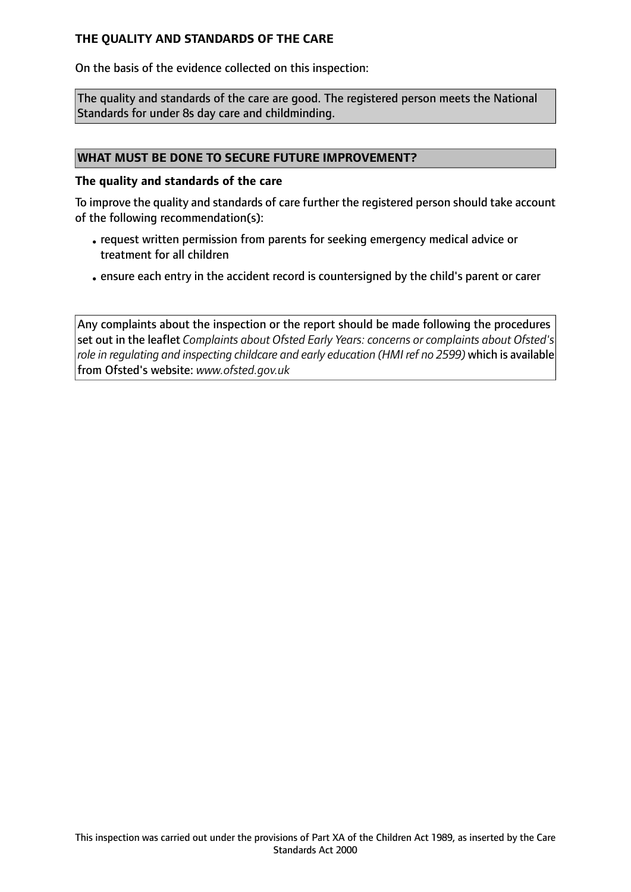## THE QUALITY AND STANDARDS OF THE CARE

On the basis of the evidence collected on this inspection:

The quality and standards of the care are good. The registered person meets the National Standards for under 8s day care and childminding.

## WHAT MUST BE DONE TO SECURE FUTURE IMPROVEMENT?

### The quality and standards of the care

To improve the quality and standards of care further the registered person should take account of the following recommendation(s):

- request written permission from parents for seeking emergency medical advice or treatment for all children
- ensure each entry in the accident record is countersigned by the child's parent or carer

Any complaints about the inspection or the report should be made following the procedures set out in the leaflet *Complaints about Ofsted Early Years: concerns or complaints about Ofsted's role in regulating and inspecting childcare and early education (HMI ref no 2599)* which is available from Ofsted's website: *www.ofsted.gov.uk*

This inspection was carried out under the provisions of Part XA of the Children Act 1989, as inserted by the Care Standards Act 2000